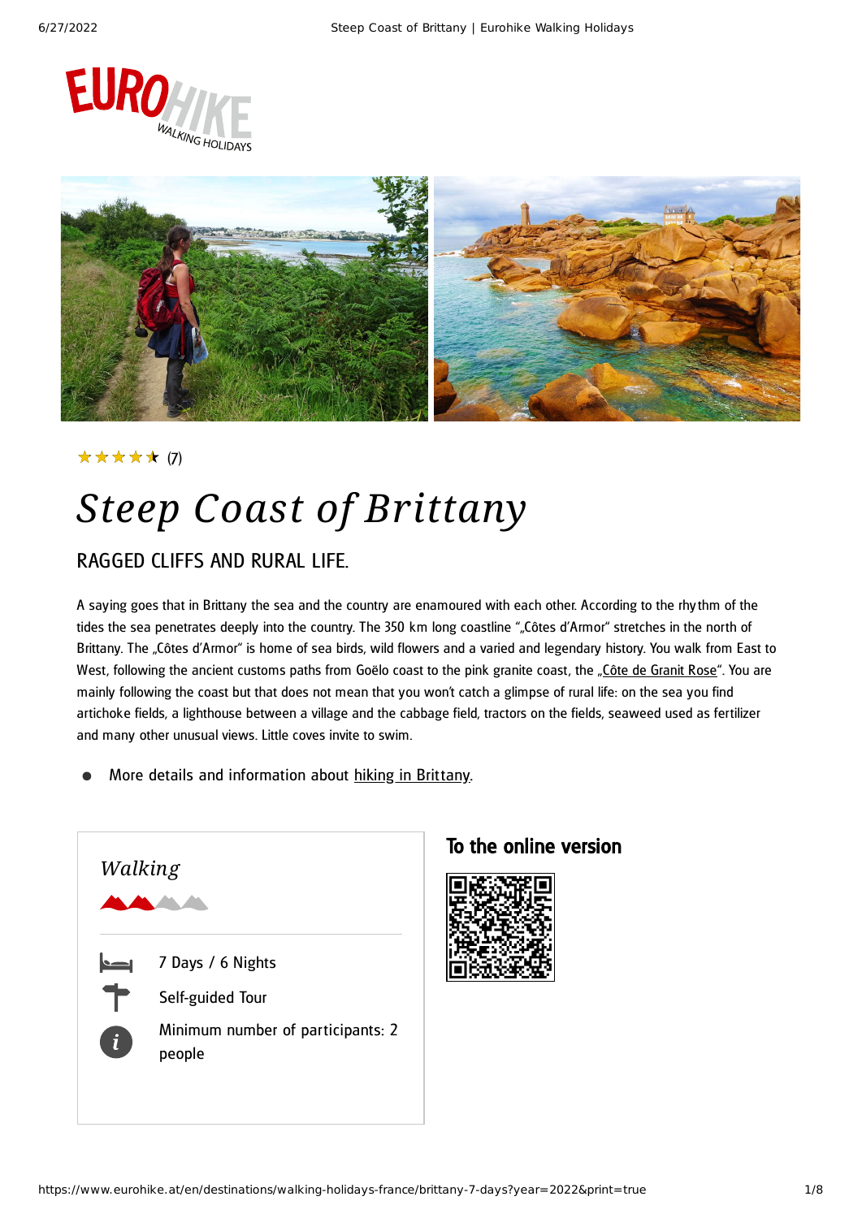★★★★★ (7)

# *Steep Coast of Brittany*

## RAGGED CLIFFS AND RURAL LIFE.

A saying goes that in Brittany the sea and the country are enamoured with each other. According to the rhythm of the tides the sea penetrates deeply into the country. The 350 km long coastline "„Côtes d'Armor" stretches in the north of Brittany. The „Côtes d'Armor" is home of sea birds, wild flowers and a varied and legendary history. You walk from East to West, following the ancient customs paths from Goëlo coast to the pink granite coast, the „Côte de Granit Rose". You are mainly following the coast but that does not mean that you won't catch a glimpse of rural life: on the sea you find artichoke fields, a lighthouse between a village and the cabbage field, tractors on the fields, seaweed used as fertilizer and many other unusual views. Little coves invite to swim.

- More details and information about hiking in Brittany.

*Walking*

7 Days / 6 Nights

Self-guided Tour

Minimum number of participants: 2 people

**To the online version**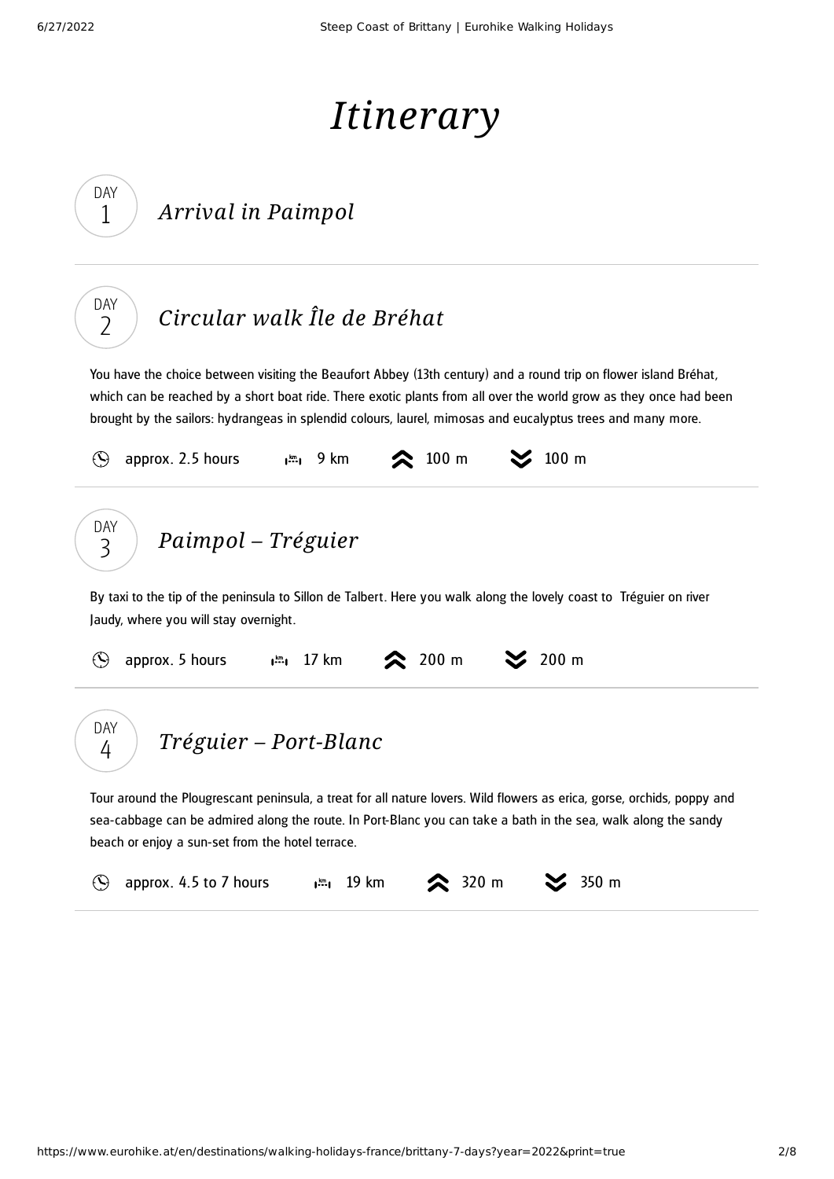# *Itinerary*

## DAY 1 *Arrival in Paimpol*

## DAY 2 *Circular walk Île de Bréhat*

You have the choice between visiting the Beaufort Abbey (13th century) and a round trip on flower island Bréhat, which can be reached by a short boat ride. There exotic plants from all over the world grow as they once had been brought by the sailors: hydrangeas in splendid colours, laurel, mimosas and eucalyptus trees and many more.

approx. 2.5 hours | 9 km | ascent 100 m | descent 100 m

## DAY 3 *Paimpol – Tréguier*

By taxi to the tip of the peninsula to Sillon de Talbert. Here you walk along the lovely coast to Tréguier on river Jaudy, where you will stay overnight.

approx. 5 hours | 17 km | ascent 200 m | descent 200 m

## DAY 4 *Tréguier – Port-Blanc*

Tour around the Plougrescant peninsula, a treat for all nature lovers. Wild flowers as erica, gorse, orchids, poppy and sea-cabbage can be admired along the route. In Port-Blanc you can take a bath in the sea, walk along the sandy beach or enjoy a sun-set from the hotel terrace.

approx. 4.5 to 7 hours | 19 km | ascent 320 m | descent 350 m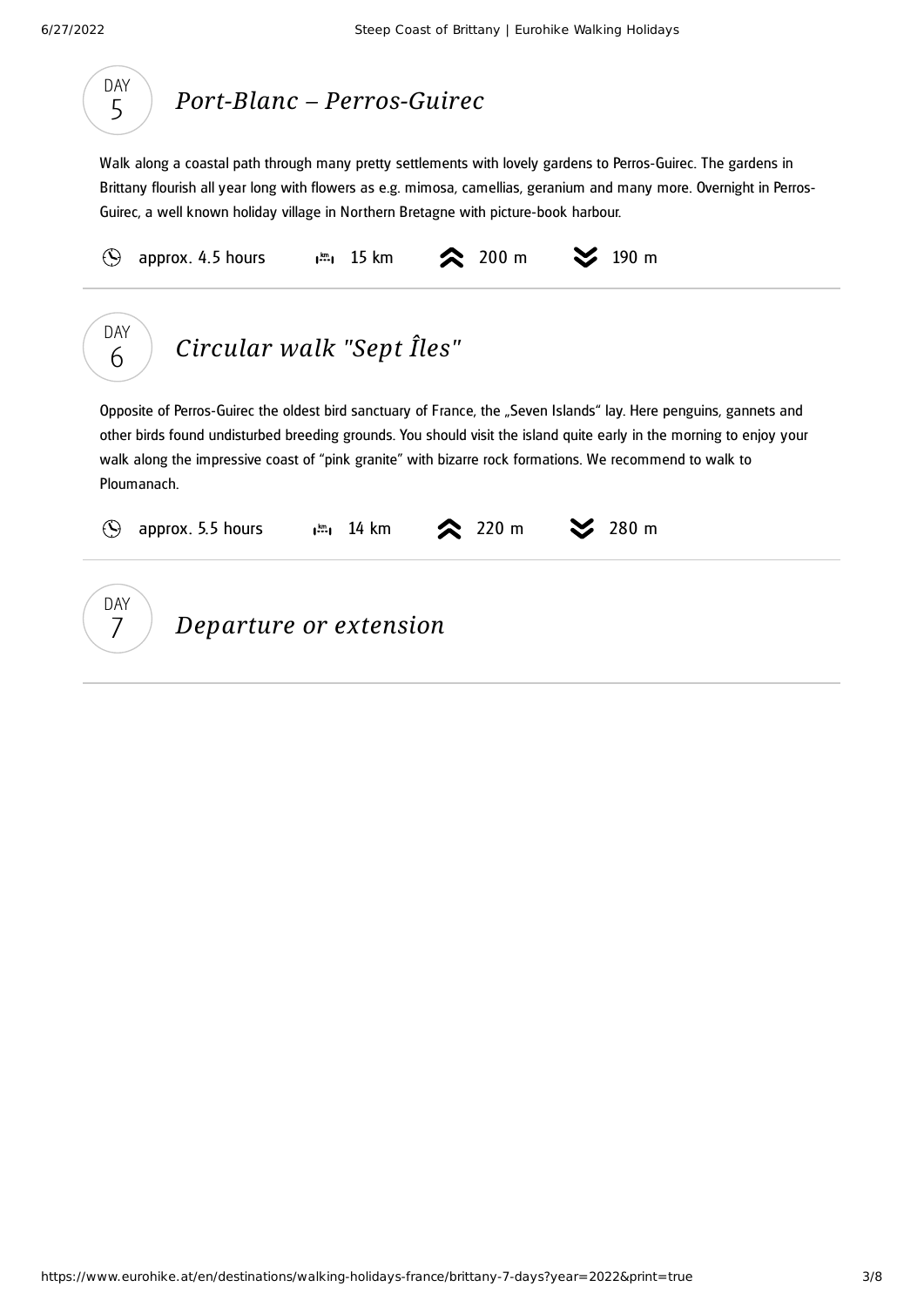## DAY 5 *Port-Blanc – Perros-Guirec*

Walk along a coastal path through many pretty settlements with lovely gardens to Perros-Guirec. The gardens in Brittany flourish all year long with flowers as e.g. mimosa, camellias, geranium and many more. Overnight in Perros-Guirec, a well known holiday village in Northern Bretagne with picture-book harbour.

approx. 4.5 hours | 15 km | 200 m | 190 m

## DAY 6 *Circular walk "Sept Îles"*

Opposite of Perros-Guirec the oldest bird sanctuary of France, the „Seven Islands" lay. Here penguins, gannets and other birds found undisturbed breeding grounds. You should visit the island quite early in the morning to enjoy your walk along the impressive coast of "pink granite" with bizarre rock formations. We recommend to walk to Ploumanach.

approx. 5.5 hours | 14 km | 220 m | 280 m

## DAY 7 *Departure or extension*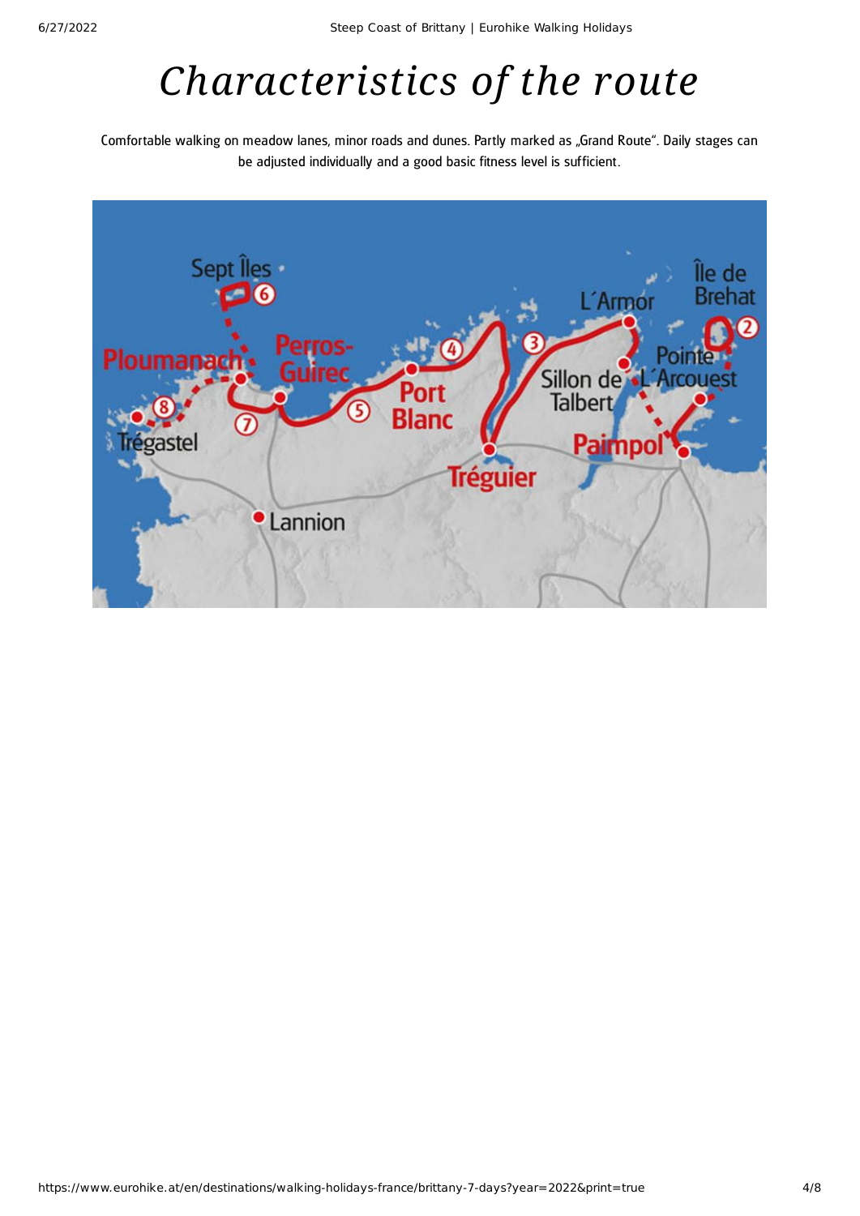# *Characteristics of the route*

Comfortable walking on meadow lanes, minor roads and dunes. Partly marked as „Grand Route". Daily stages can be adjusted individually and a good basic fitness level is sufficient.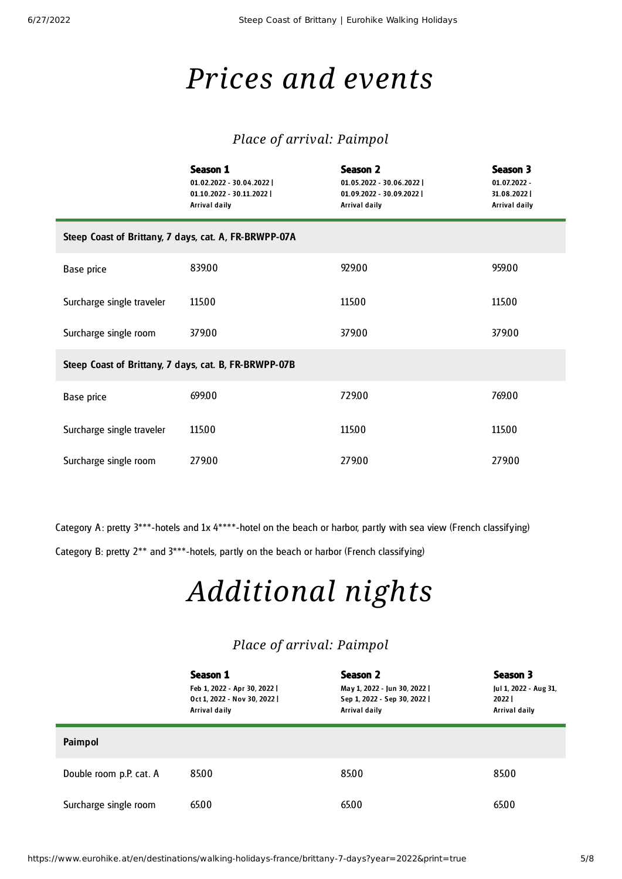# Prices and events

## Place of arrival: Paimpol

| | Season 1<br>01.02.2022 - 30.04.2022 \|<br>01.10.2022 - 30.11.2022 \|<br>Arrival daily | Season 2<br>01.05.2022 - 30.06.2022 \|<br>01.09.2022 - 30.09.2022 \|<br>Arrival daily | Season 3<br>01.07.2022 -<br>31.08.2022 \|<br>Arrival daily |
|---|---|---|---|
| **Steep Coast of Brittany, 7 days, cat. A, FR-BRWPP-07A** | | | |
| Base price | 839.00 | 929.00 | 959.00 |
| Surcharge single traveler | 115.00 | 115.00 | 115.00 |
| Surcharge single room | 379.00 | 379.00 | 379.00 |
| **Steep Coast of Brittany, 7 days, cat. B, FR-BRWPP-07B** | | | |
| Base price | 699.00 | 729.00 | 769.00 |
| Surcharge single traveler | 115.00 | 115.00 | 115.00 |
| Surcharge single room | 279.00 | 279.00 | 279.00 |

Category A: pretty 3***-hotels and 1x 4****-hotel on the beach or harbor, partly with sea view (French classifying)

Category B: pretty 2** and 3***-hotels, partly on the beach or harbor (French classifying)

# Additional nights

## Place of arrival: Paimpol

| | Season 1<br>Feb 1, 2022 - Apr 30, 2022 \|<br>Oct 1, 2022 - Nov 30, 2022 \|<br>Arrival daily | Season 2<br>May 1, 2022 - Jun 30, 2022 \|<br>Sep 1, 2022 - Sep 30, 2022 \|<br>Arrival daily | Season 3<br>Jul 1, 2022 - Aug 31,<br>2022 \|<br>Arrival daily |
|---|---|---|---|
| **Paimpol** | | | |
| Double room p.P. cat. A | 85.00 | 85.00 | 85.00 |
| Surcharge single room | 65.00 | 65.00 | 65.00 |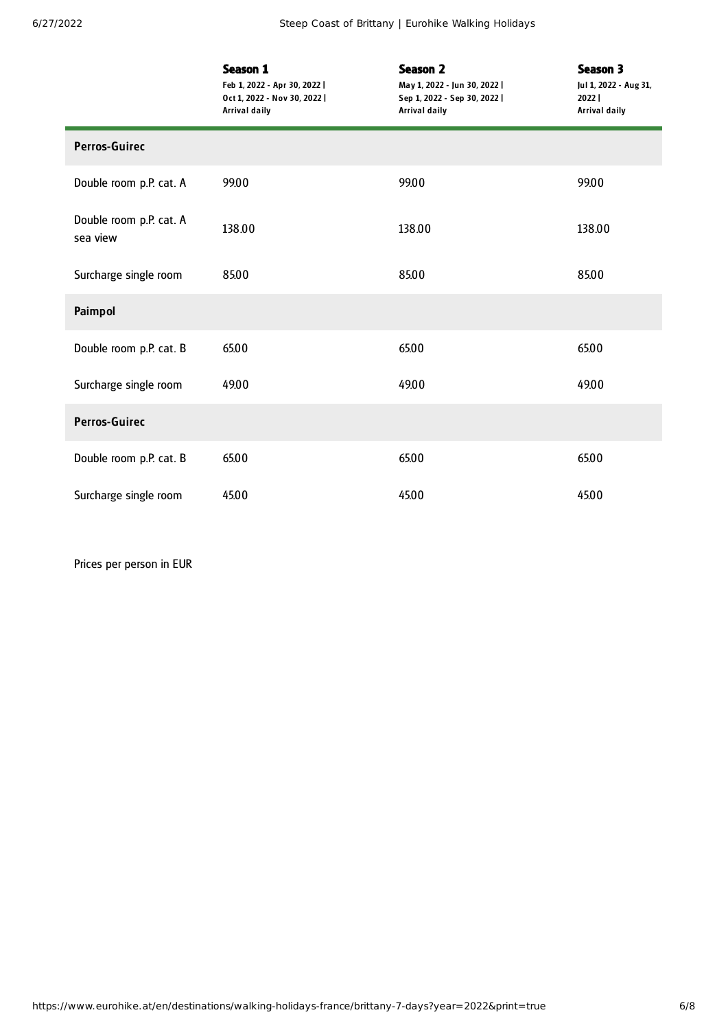| | **Season 1**<br>Feb 1, 2022 - Apr 30, 2022 \|<br>Oct 1, 2022 - Nov 30, 2022 \|<br>Arrival daily | **Season 2**<br>May 1, 2022 - Jun 30, 2022 \|<br>Sep 1, 2022 - Sep 30, 2022 \|<br>Arrival daily | **Season 3**<br>Jul 1, 2022 - Aug 31, 2022 \|<br>Arrival daily |
|---|---|---|---|
| **Perros-Guirec** | | | |
| Double room p.P. cat. A | 99.00 | 99.00 | 99.00 |
| Double room p.P. cat. A sea view | 138.00 | 138.00 | 138.00 |
| Surcharge single room | 85.00 | 85.00 | 85.00 |
| **Paimpol** | | | |
| Double room p.P. cat. B | 65.00 | 65.00 | 65.00 |
| Surcharge single room | 49.00 | 49.00 | 49.00 |
| **Perros-Guirec** | | | |
| Double room p.P. cat. B | 65.00 | 65.00 | 65.00 |
| Surcharge single room | 45.00 | 45.00 | 45.00 |

Prices per person in EUR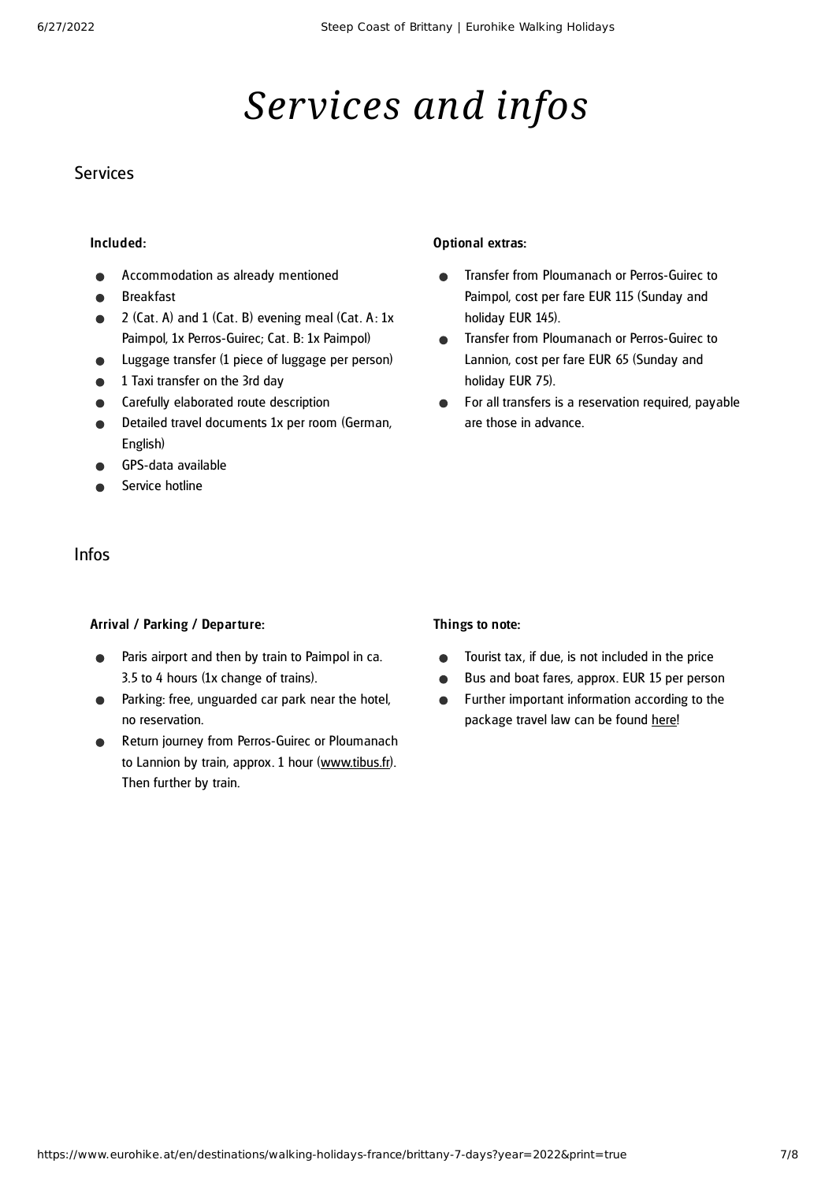# Services and infos

## Services

### Included:

- Accommodation as already mentioned
- Breakfast
- 2 (Cat. A) and 1 (Cat. B) evening meal (Cat. A: 1x Paimpol, 1x Perros-Guirec; Cat. B: 1x Paimpol)
- Luggage transfer (1 piece of luggage per person)
- 1 Taxi transfer on the 3rd day
- Carefully elaborated route description
- Detailed travel documents 1x per room (German, English)
- GPS-data available
- Service hotline

### Optional extras:

- Transfer from Ploumanach or Perros-Guirec to Paimpol, cost per fare EUR 115 (Sunday and holiday EUR 145).
- Transfer from Ploumanach or Perros-Guirec to Lannion, cost per fare EUR 65 (Sunday and holiday EUR 75).
- For all transfers is a reservation required, payable are those in advance.

## Infos

### Arrival / Parking / Departure:

- Paris airport and then by train to Paimpol in ca. 3.5 to 4 hours (1x change of trains).
- Parking: free, unguarded car park near the hotel, no reservation.
- Return journey from Perros-Guirec or Ploumanach to Lannion by train, approx. 1 hour (www.tibus.fr). Then further by train.

### Things to note:

- Tourist tax, if due, is not included in the price
- Bus and boat fares, approx. EUR 15 per person
- Further important information according to the package travel law can be found here!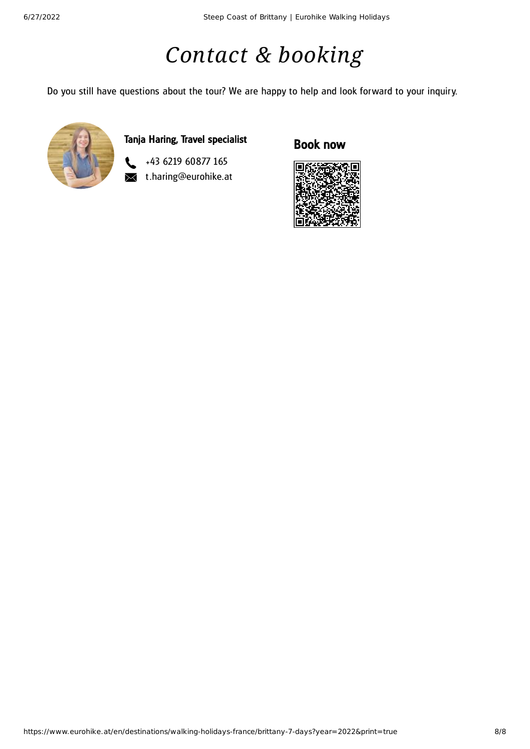# *Contact & booking*

Do you still have questions about the tour? We are happy to help and look forward to your inquiry.

**Tanja Haring, Travel specialist**

+43 6219 60877 165

t.haring@eurohike.at

**Book now**